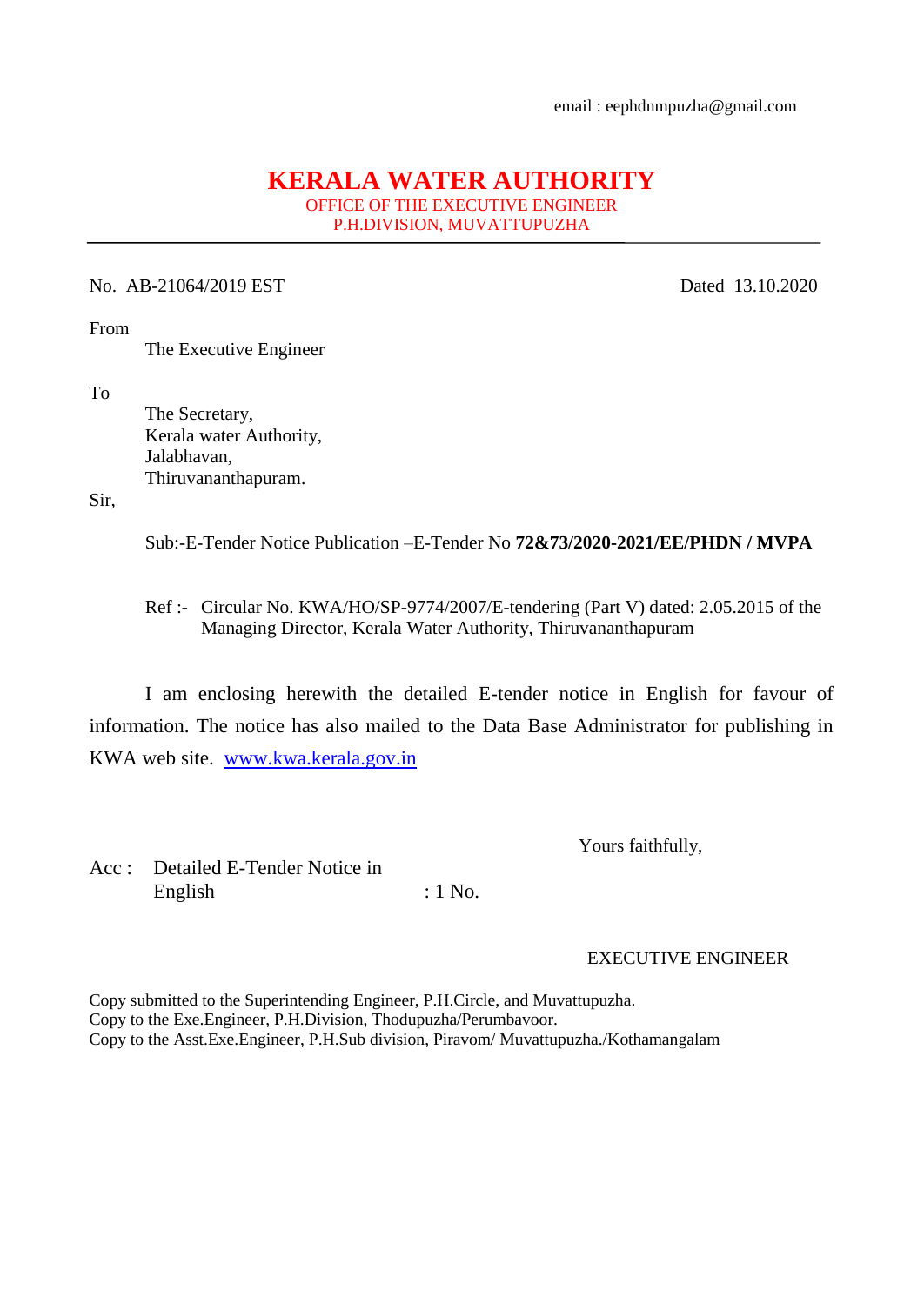email : eephdnmpuzha@gmail.com

# KERALA WATER AUTHORITY

OFFICE OF THE EXECUTIVE ENGINEER
P.H.DIVISION, MUVATTUPUZHA

---

No. AB-21064/2019 EST　　　　　　　　　　　　　　　　　　Dated 13.10.2020

From

The Executive Engineer

To

The Secretary,
Kerala water Authority,
Jalabhavan,
Thiruvananthapuram.

Sir,

Sub:-E-Tender Notice Publication –E-Tender No **72&73/2020-2021/EE/PHDN / MVPA**

Ref :- Circular No. KWA/HO/SP-9774/2007/E-tendering (Part V) dated: 2.05.2015 of the Managing Director, Kerala Water Authority, Thiruvananthapuram

I am enclosing herewith the detailed E-tender notice in English for favour of information. The notice has also mailed to the Data Base Administrator for publishing in KWA web site. www.kwa.kerala.gov.in

Yours faithfully,

Acc : Detailed E-Tender Notice in English : 1 No.

EXECUTIVE ENGINEER

Copy submitted to the Superintending Engineer, P.H.Circle, and Muvattupuzha.
Copy to the Exe.Engineer, P.H.Division, Thodupuzha/Perumbavoor.
Copy to the Asst.Exe.Engineer, P.H.Sub division, Piravom/ Muvattupuzha./Kothamangalam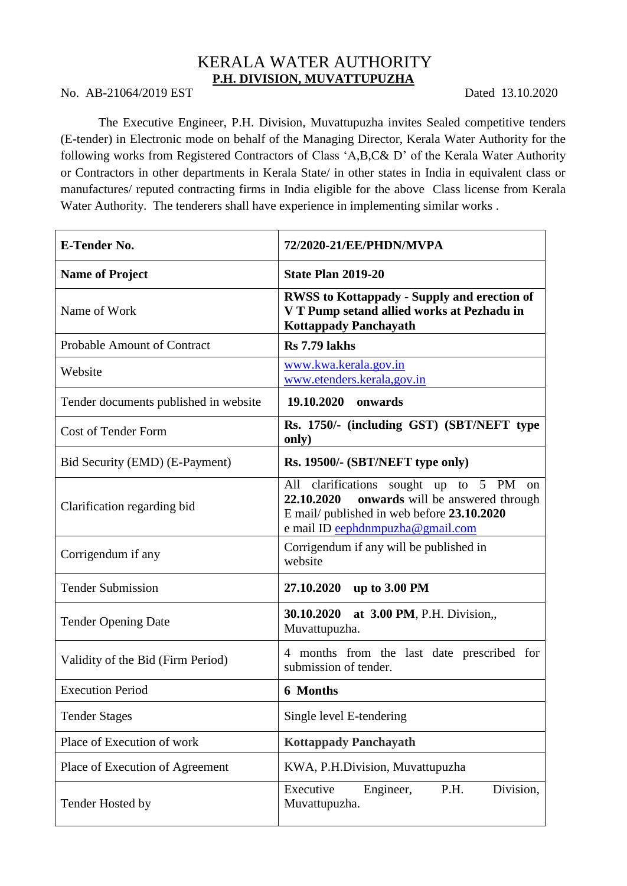# KERALA WATER AUTHORITY

## P.H. DIVISION, MUVATTUPUZHA

No. AB-21064/2019 EST Dated 13.10.2020

The Executive Engineer, P.H. Division, Muvattupuzha invites Sealed competitive tenders (E-tender) in Electronic mode on behalf of the Managing Director, Kerala Water Authority for the following works from Registered Contractors of Class 'A,B,C& D' of the Kerala Water Authority or Contractors in other departments in Kerala State/ in other states in India in equivalent class or manufactures/ reputed contracting firms in India eligible for the above Class license from Kerala Water Authority. The tenderers shall have experience in implementing similar works .

| **E-Tender No.** | **72/2020-21/EE/PHDN/MVPA** |
|---|---|
| **Name of Project** | **State Plan 2019-20** |
| Name of Work | **RWSS to Kottappady - Supply and erection of V T Pump setand allied works at Pezhadu in Kottappady Panchayath** |
| Probable Amount of Contract | **Rs 7.79 lakhs** |
| Website | www.kwa.kerala.gov.in www.etenders.kerala,gov.in |
| Tender documents published in website | **19.10.2020 onwards** |
| Cost of Tender Form | **Rs. 1750/- (including GST) (SBT/NEFT type only)** |
| Bid Security (EMD) (E-Payment) | **Rs. 19500/- (SBT/NEFT type only)** |
| Clarification regarding bid | All clarifications sought up to 5 PM on **22.10.2020 onwards** will be answered through E mail/ published in web before **23.10.2020** e mail ID eephdnmpuzha@gmail.com |
| Corrigendum if any | Corrigendum if any will be published in website |
| Tender Submission | **27.10.2020 up to 3.00 PM** |
| Tender Opening Date | **30.10.2020 at 3.00 PM**, P.H. Division,, Muvattupuzha. |
| Validity of the Bid (Firm Period) | 4 months from the last date prescribed for submission of tender. |
| Execution Period | **6 Months** |
| Tender Stages | Single level E-tendering |
| Place of Execution of work | **Kottappady Panchayath** |
| Place of Execution of Agreement | KWA, P.H.Division, Muvattupuzha |
| Tender Hosted by | Executive Engineer, P.H. Division, Muvattupuzha. |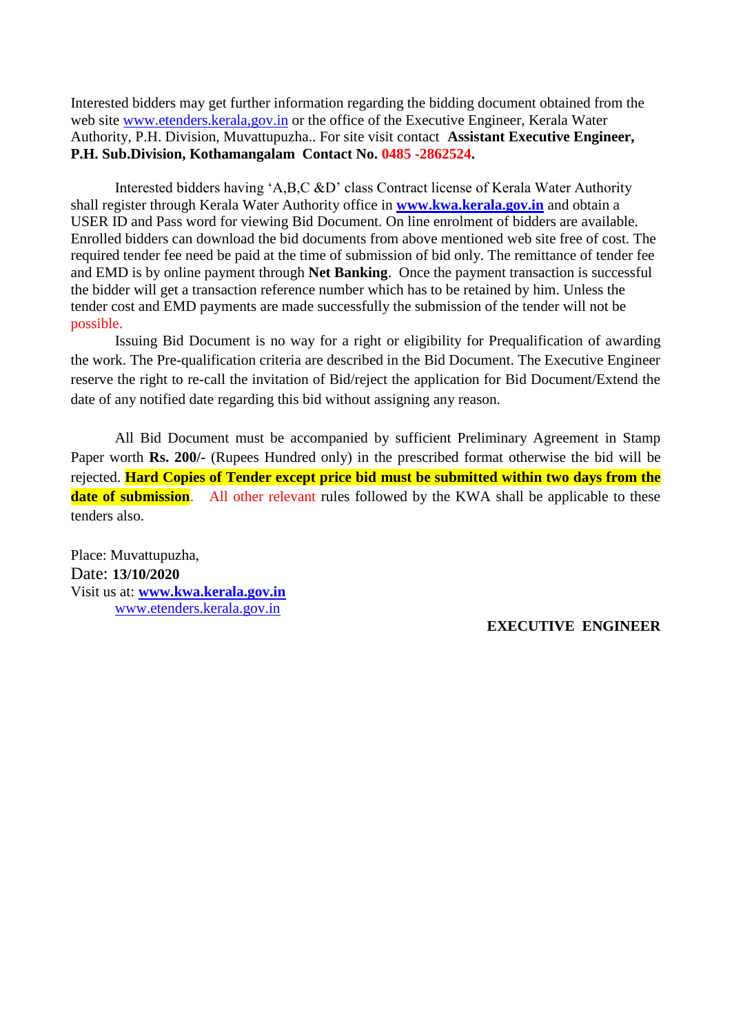Interested bidders may get further information regarding the bidding document obtained from the web site www.etenders.kerala,gov.in or the office of the Executive Engineer, Kerala Water Authority, P.H. Division, Muvattupuzha.. For site visit contact **Assistant Executive Engineer, P.H. Sub.Division, Kothamangalam Contact No. 0485 -2862524.**

Interested bidders having 'A,B,C &D' class Contract license of Kerala Water Authority shall register through Kerala Water Authority office in **www.kwa.kerala.gov.in** and obtain a USER ID and Pass word for viewing Bid Document. On line enrolment of bidders are available. Enrolled bidders can download the bid documents from above mentioned web site free of cost. The required tender fee need be paid at the time of submission of bid only. The remittance of tender fee and EMD is by online payment through **Net Banking**. Once the payment transaction is successful the bidder will get a transaction reference number which has to be retained by him. Unless the tender cost and EMD payments are made successfully the submission of the tender will not be possible.

Issuing Bid Document is no way for a right or eligibility for Prequalification of awarding the work. The Pre-qualification criteria are described in the Bid Document. The Executive Engineer reserve the right to re-call the invitation of Bid/reject the application for Bid Document/Extend the date of any notified date regarding this bid without assigning any reason.

All Bid Document must be accompanied by sufficient Preliminary Agreement in Stamp Paper worth **Rs. 200/-** (Rupees Hundred only) in the prescribed format otherwise the bid will be rejected. **Hard Copies of Tender except price bid must be submitted within two days from the date of submission**. All other relevant rules followed by the KWA shall be applicable to these tenders also.

Place: Muvattupuzha,
Date: **13/10/2020**
Visit us at: **www.kwa.kerala.gov.in**
www.etenders.kerala.gov.in

**EXECUTIVE ENGINEER**